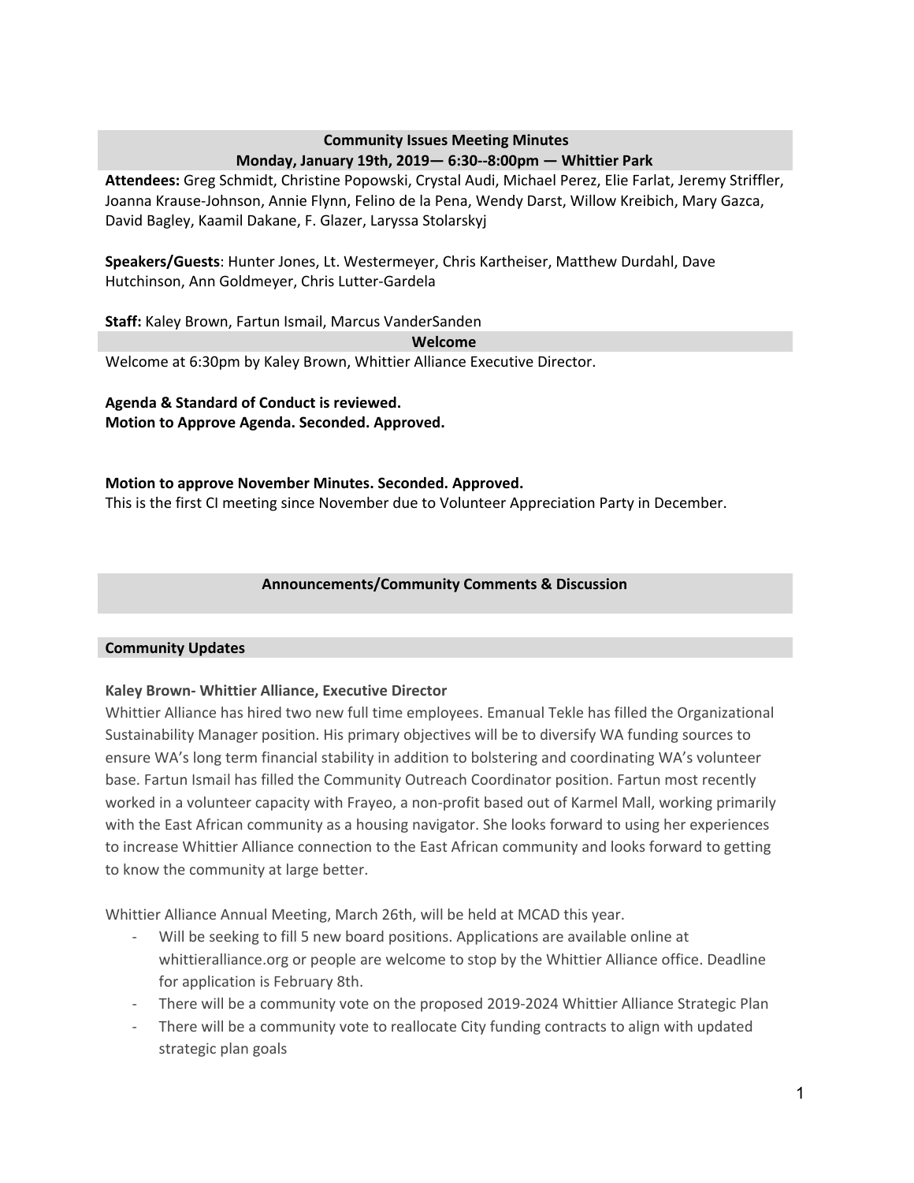## Community Issues Meeting Minutes
### Monday, January 19th, 2019— 6:30--8:00pm — Whittier Park

**Attendees:** Greg Schmidt, Christine Popowski, Crystal Audi, Michael Perez, Elie Farlat, Jeremy Striffler, Joanna Krause-Johnson, Annie Flynn, Felino de la Pena, Wendy Darst, Willow Kreibich, Mary Gazca, David Bagley, Kaamil Dakane, F. Glazer, Laryssa Stolarskyj

**Speakers/Guests**: Hunter Jones, Lt. Westermeyer, Chris Kartheiser, Matthew Durdahl, Dave Hutchinson, Ann Goldmeyer, Chris Lutter-Gardela

**Staff:** Kaley Brown, Fartun Ismail, Marcus VanderSanden

### Welcome

Welcome at 6:30pm by Kaley Brown, Whittier Alliance Executive Director.

**Agenda & Standard of Conduct is reviewed.**
**Motion to Approve Agenda. Seconded. Approved.**

**Motion to approve November Minutes. Seconded. Approved.**
This is the first CI meeting since November due to Volunteer Appreciation Party in December.

### Announcements/Community Comments & Discussion

### Community Updates

**Kaley Brown- Whittier Alliance, Executive Director**

Whittier Alliance has hired two new full time employees. Emanual Tekle has filled the Organizational Sustainability Manager position. His primary objectives will be to diversify WA funding sources to ensure WA's long term financial stability in addition to bolstering and coordinating WA's volunteer base. Fartun Ismail has filled the Community Outreach Coordinator position. Fartun most recently worked in a volunteer capacity with Frayeo, a non-profit based out of Karmel Mall, working primarily with the East African community as a housing navigator. She looks forward to using her experiences to increase Whittier Alliance connection to the East African community and looks forward to getting to know the community at large better.

Whittier Alliance Annual Meeting, March 26th, will be held at MCAD this year.

- Will be seeking to fill 5 new board positions. Applications are available online at whittieralliance.org or people are welcome to stop by the Whittier Alliance office. Deadline for application is February 8th.
- There will be a community vote on the proposed 2019-2024 Whittier Alliance Strategic Plan
- There will be a community vote to reallocate City funding contracts to align with updated strategic plan goals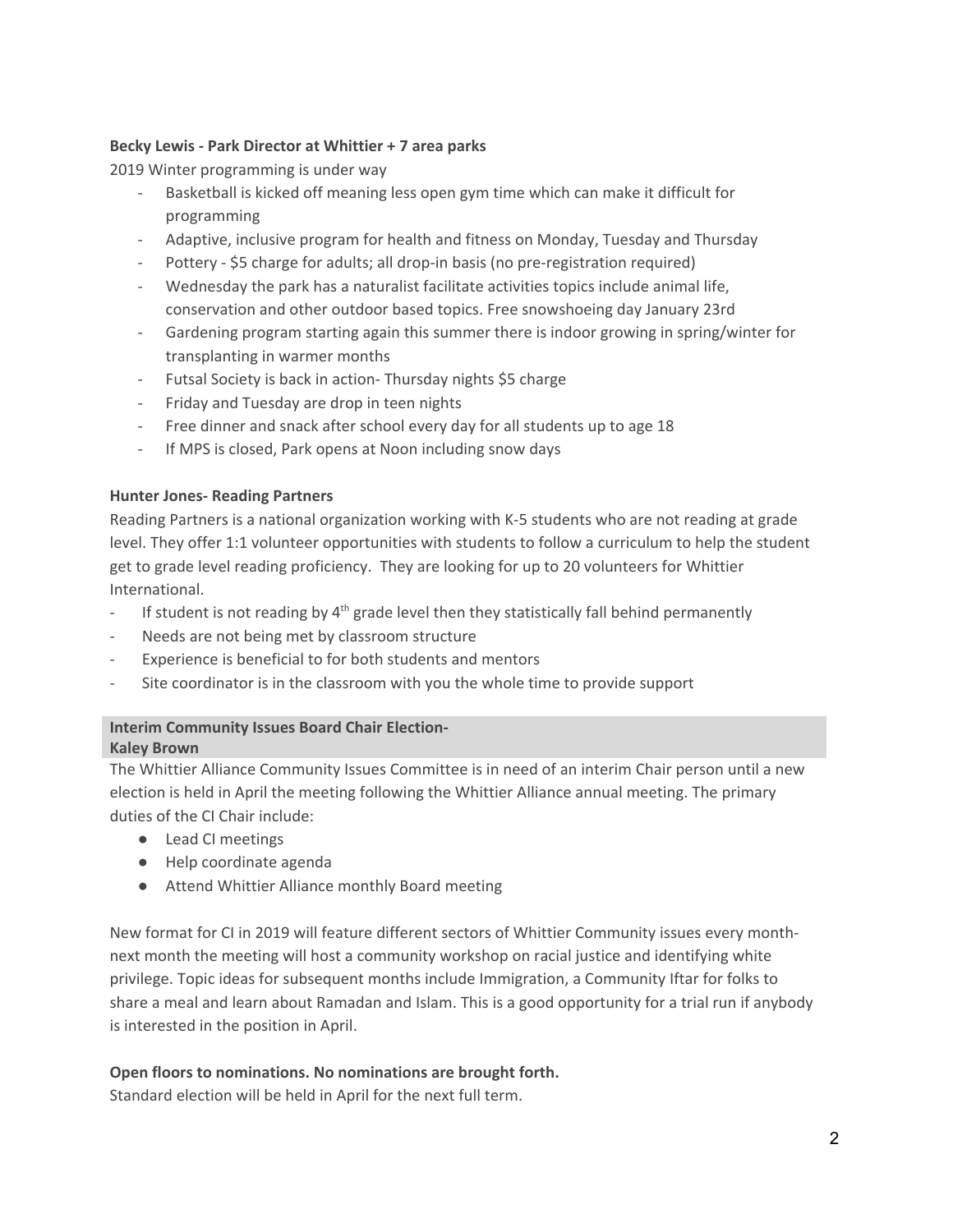**Becky Lewis - Park Director at Whittier + 7 area parks**

2019 Winter programming is under way

- Basketball is kicked off meaning less open gym time which can make it difficult for programming
- Adaptive, inclusive program for health and fitness on Monday, Tuesday and Thursday
- Pottery - $5 charge for adults; all drop-in basis (no pre-registration required)
- Wednesday the park has a naturalist facilitate activities topics include animal life, conservation and other outdoor based topics. Free snowshoeing day January 23rd
- Gardening program starting again this summer there is indoor growing in spring/winter for transplanting in warmer months
- Futsal Society is back in action- Thursday nights $5 charge
- Friday and Tuesday are drop in teen nights
- Free dinner and snack after school every day for all students up to age 18
- If MPS is closed, Park opens at Noon including snow days

**Hunter Jones- Reading Partners**

Reading Partners is a national organization working with K-5 students who are not reading at grade level. They offer 1:1 volunteer opportunities with students to follow a curriculum to help the student get to grade level reading proficiency. They are looking for up to 20 volunteers for Whittier International.

- If student is not reading by 4th grade level then they statistically fall behind permanently
- Needs are not being met by classroom structure
- Experience is beneficial to for both students and mentors
- Site coordinator is in the classroom with you the whole time to provide support

**Interim Community Issues Board Chair Election-**
**Kaley Brown**

The Whittier Alliance Community Issues Committee is in need of an interim Chair person until a new election is held in April the meeting following the Whittier Alliance annual meeting. The primary duties of the CI Chair include:

- Lead CI meetings
- Help coordinate agenda
- Attend Whittier Alliance monthly Board meeting

New format for CI in 2019 will feature different sectors of Whittier Community issues every month- next month the meeting will host a community workshop on racial justice and identifying white privilege. Topic ideas for subsequent months include Immigration, a Community Iftar for folks to share a meal and learn about Ramadan and Islam. This is a good opportunity for a trial run if anybody is interested in the position in April.

**Open floors to nominations. No nominations are brought forth.**

Standard election will be held in April for the next full term.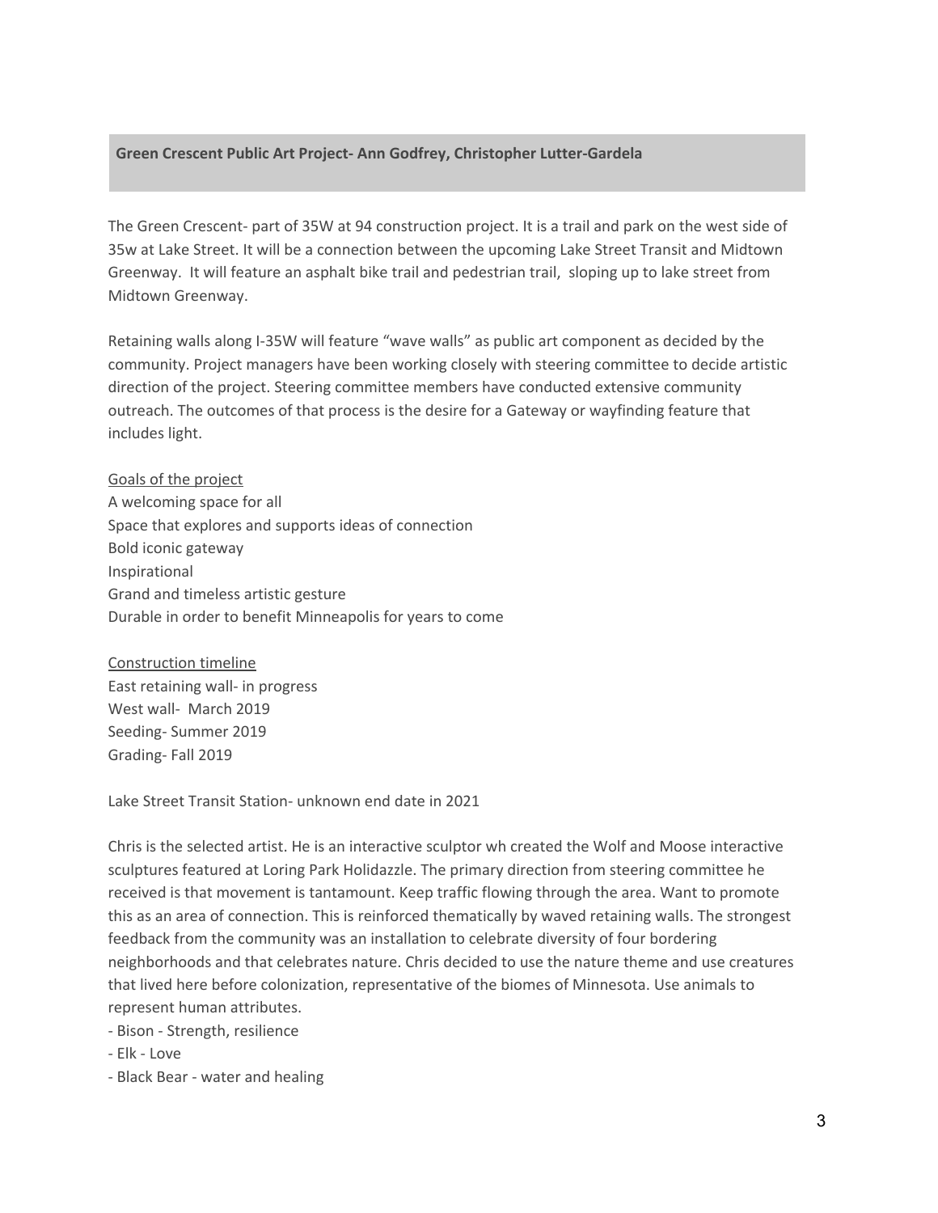**Green Crescent Public Art Project- Ann Godfrey, Christopher Lutter-Gardela**

The Green Crescent- part of 35W at 94 construction project. It is a trail and park on the west side of 35w at Lake Street. It will be a connection between the upcoming Lake Street Transit and Midtown Greenway. It will feature an asphalt bike trail and pedestrian trail, sloping up to lake street from Midtown Greenway.

Retaining walls along I-35W will feature "wave walls" as public art component as decided by the community. Project managers have been working closely with steering committee to decide artistic direction of the project. Steering committee members have conducted extensive community outreach. The outcomes of that process is the desire for a Gateway or wayfinding feature that includes light.

<u>Goals of the project</u>
A welcoming space for all
Space that explores and supports ideas of connection
Bold iconic gateway
Inspirational
Grand and timeless artistic gesture
Durable in order to benefit Minneapolis for years to come

<u>Construction timeline</u>
East retaining wall- in progress
West wall- March 2019
Seeding- Summer 2019
Grading- Fall 2019

Lake Street Transit Station- unknown end date in 2021

Chris is the selected artist. He is an interactive sculptor wh created the Wolf and Moose interactive sculptures featured at Loring Park Holidazzle. The primary direction from steering committee he received is that movement is tantamount. Keep traffic flowing through the area. Want to promote this as an area of connection. This is reinforced thematically by waved retaining walls. The strongest feedback from the community was an installation to celebrate diversity of four bordering neighborhoods and that celebrates nature. Chris decided to use the nature theme and use creatures that lived here before colonization, representative of the biomes of Minnesota. Use animals to represent human attributes.

- Bison - Strength, resilience
- Elk - Love
- Black Bear - water and healing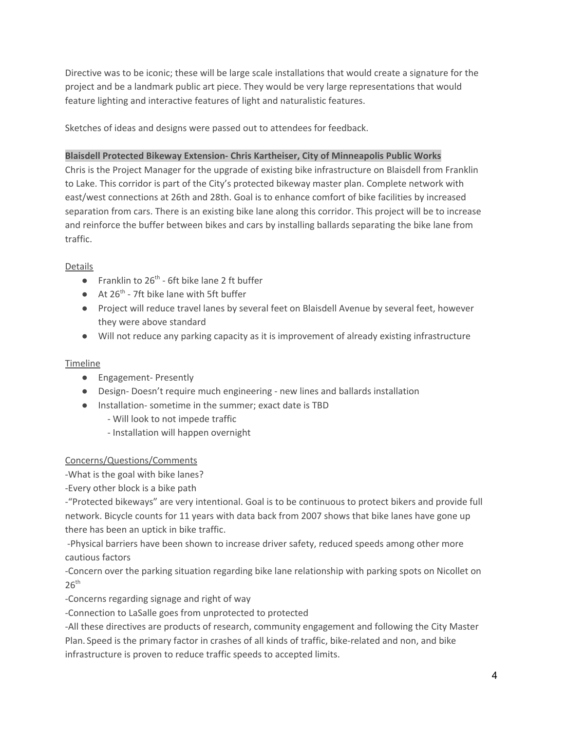Directive was to be iconic; these will be large scale installations that would create a signature for the project and be a landmark public art piece. They would be very large representations that would feature lighting and interactive features of light and naturalistic features.

Sketches of ideas and designs were passed out to attendees for feedback.

**Blaisdell Protected Bikeway Extension- Chris Kartheiser, City of Minneapolis Public Works**

Chris is the Project Manager for the upgrade of existing bike infrastructure on Blaisdell from Franklin to Lake. This corridor is part of the City's protected bikeway master plan. Complete network with east/west connections at 26th and 28th. Goal is to enhance comfort of bike facilities by increased separation from cars. There is an existing bike lane along this corridor. This project will be to increase and reinforce the buffer between bikes and cars by installing ballards separating the bike lane from traffic.

Details

- Franklin to 26th - 6ft bike lane 2 ft buffer
- At 26th - 7ft bike lane with 5ft buffer
- Project will reduce travel lanes by several feet on Blaisdell Avenue by several feet, however they were above standard
- Will not reduce any parking capacity as it is improvement of already existing infrastructure

Timeline

- Engagement- Presently
- Design- Doesn't require much engineering - new lines and ballards installation
- Installation- sometime in the summer; exact date is TBD
  - Will look to not impede traffic
  - Installation will happen overnight

Concerns/Questions/Comments

-What is the goal with bike lanes?

-Every other block is a bike path

-"Protected bikeways" are very intentional. Goal is to be continuous to protect bikers and provide full network. Bicycle counts for 11 years with data back from 2007 shows that bike lanes have gone up there has been an uptick in bike traffic.

-Physical barriers have been shown to increase driver safety, reduced speeds among other more cautious factors

-Concern over the parking situation regarding bike lane relationship with parking spots on Nicollet on 26th

-Concerns regarding signage and right of way

-Connection to LaSalle goes from unprotected to protected

-All these directives are products of research, community engagement and following the City Master Plan. Speed is the primary factor in crashes of all kinds of traffic, bike-related and non, and bike infrastructure is proven to reduce traffic speeds to accepted limits.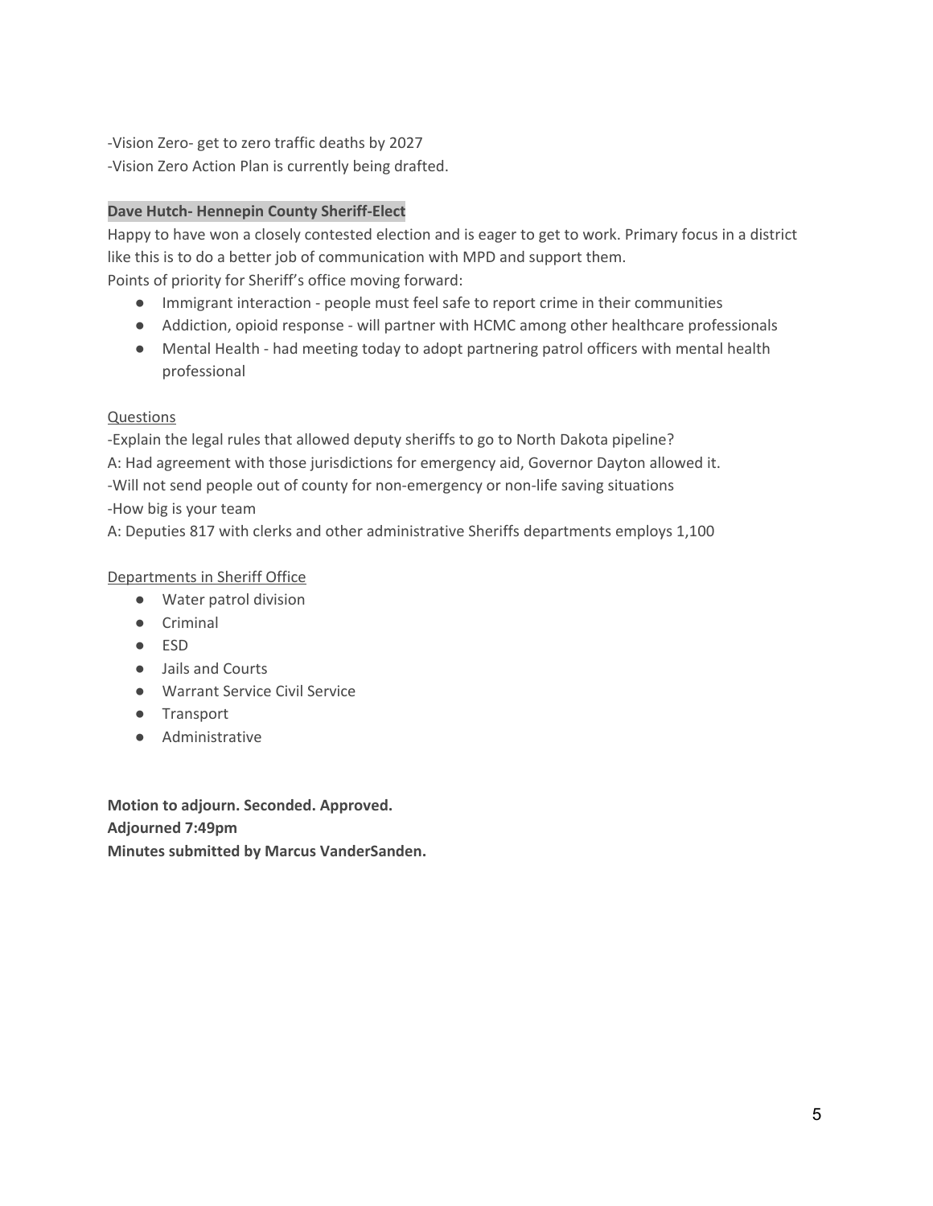-Vision Zero- get to zero traffic deaths by 2027
-Vision Zero Action Plan is currently being drafted.

**Dave Hutch- Hennepin County Sheriff-Elect**

Happy to have won a closely contested election and is eager to get to work. Primary focus in a district like this is to do a better job of communication with MPD and support them.
Points of priority for Sheriff's office moving forward:

- Immigrant interaction - people must feel safe to report crime in their communities
- Addiction, opioid response - will partner with HCMC among other healthcare professionals
- Mental Health - had meeting today to adopt partnering patrol officers with mental health professional

Questions

-Explain the legal rules that allowed deputy sheriffs to go to North Dakota pipeline?
A: Had agreement with those jurisdictions for emergency aid, Governor Dayton allowed it.
-Will not send people out of county for non-emergency or non-life saving situations
-How big is your team
A: Deputies 817 with clerks and other administrative Sheriffs departments employs 1,100

Departments in Sheriff Office

- Water patrol division
- Criminal
- ESD
- Jails and Courts
- Warrant Service Civil Service
- Transport
- Administrative

**Motion to adjourn. Seconded. Approved.**
**Adjourned 7:49pm**
**Minutes submitted by Marcus VanderSanden.**